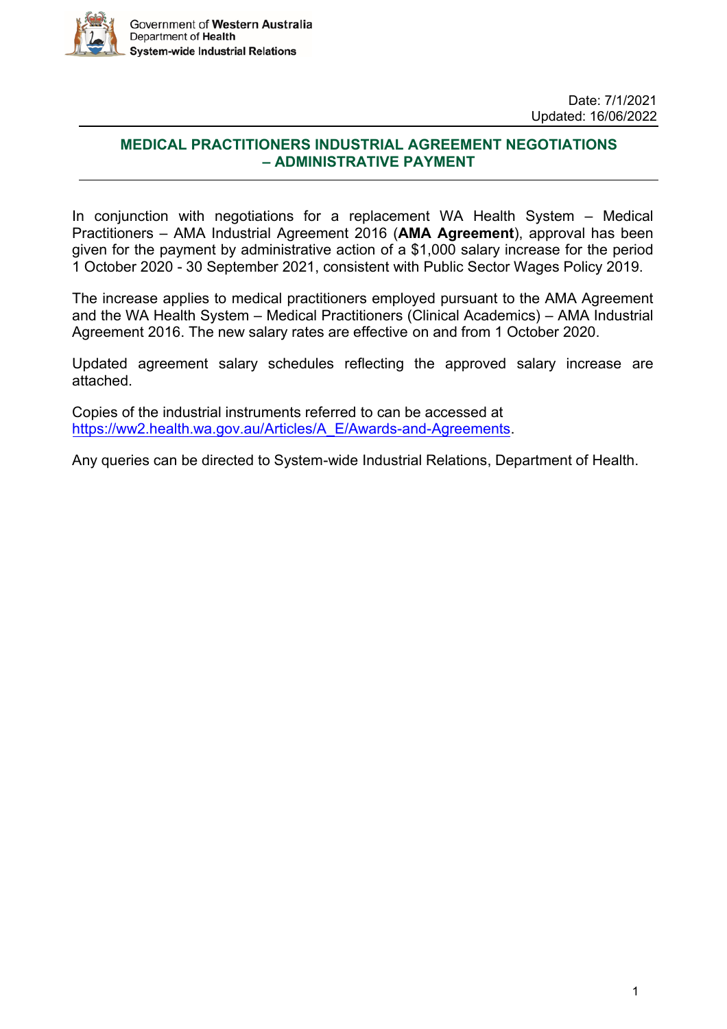Government of **Western Australia**
Department of **Health**
**System-wide Industrial Relations**

Date: 7/1/2021
Updated: 16/06/2022

# MEDICAL PRACTITIONERS INDUSTRIAL AGREEMENT NEGOTIATIONS – ADMINISTRATIVE PAYMENT

In conjunction with negotiations for a replacement WA Health System – Medical Practitioners – AMA Industrial Agreement 2016 (**AMA Agreement**), approval has been given for the payment by administrative action of a $1,000 salary increase for the period 1 October 2020 - 30 September 2021, consistent with Public Sector Wages Policy 2019.

The increase applies to medical practitioners employed pursuant to the AMA Agreement and the WA Health System – Medical Practitioners (Clinical Academics) – AMA Industrial Agreement 2016. The new salary rates are effective on and from 1 October 2020.

Updated agreement salary schedules reflecting the approved salary increase are attached.

Copies of the industrial instruments referred to can be accessed at [https://ww2.health.wa.gov.au/Articles/A_E/Awards-and-Agreements](https://ww2.health.wa.gov.au/Articles/A_E/Awards-and-Agreements).

Any queries can be directed to System-wide Industrial Relations, Department of Health.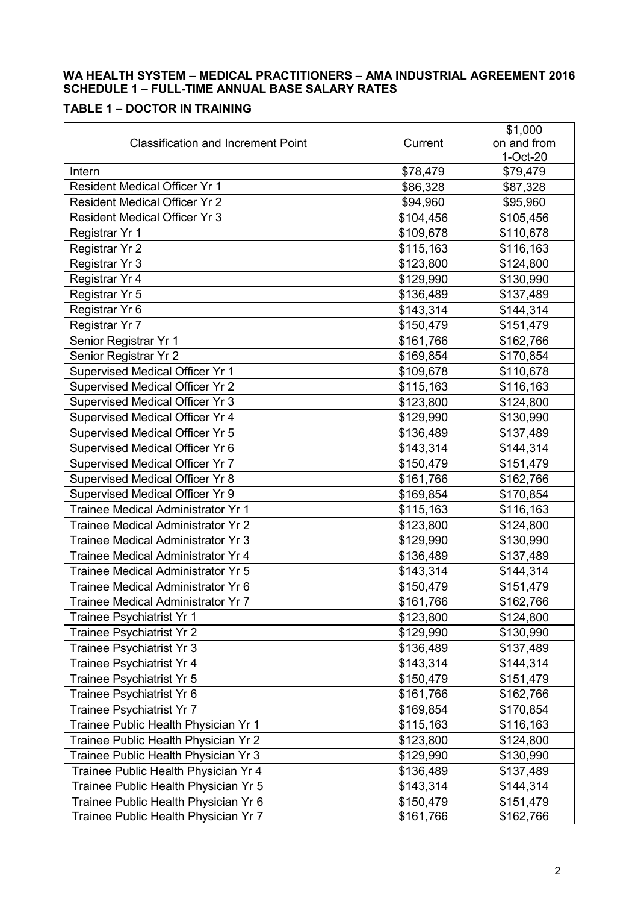**WA HEALTH SYSTEM – MEDICAL PRACTITIONERS – AMA INDUSTRIAL AGREEMENT 2016**
**SCHEDULE 1 – FULL-TIME ANNUAL BASE SALARY RATES**

**TABLE 1 – DOCTOR IN TRAINING**

| Classification and Increment Point | Current | $1,000 on and from 1-Oct-20 |
| --- | --- | --- |
| Intern | $78,479 | $79,479 |
| Resident Medical Officer Yr 1 | $86,328 | $87,328 |
| Resident Medical Officer Yr 2 | $94,960 | $95,960 |
| Resident Medical Officer Yr 3 | $104,456 | $105,456 |
| Registrar Yr 1 | $109,678 | $110,678 |
| Registrar Yr 2 | $115,163 | $116,163 |
| Registrar Yr 3 | $123,800 | $124,800 |
| Registrar Yr 4 | $129,990 | $130,990 |
| Registrar Yr 5 | $136,489 | $137,489 |
| Registrar Yr 6 | $143,314 | $144,314 |
| Registrar Yr 7 | $150,479 | $151,479 |
| Senior Registrar Yr 1 | $161,766 | $162,766 |
| Senior Registrar Yr 2 | $169,854 | $170,854 |
| Supervised Medical Officer Yr 1 | $109,678 | $110,678 |
| Supervised Medical Officer Yr 2 | $115,163 | $116,163 |
| Supervised Medical Officer Yr 3 | $123,800 | $124,800 |
| Supervised Medical Officer Yr 4 | $129,990 | $130,990 |
| Supervised Medical Officer Yr 5 | $136,489 | $137,489 |
| Supervised Medical Officer Yr 6 | $143,314 | $144,314 |
| Supervised Medical Officer Yr 7 | $150,479 | $151,479 |
| Supervised Medical Officer Yr 8 | $161,766 | $162,766 |
| Supervised Medical Officer Yr 9 | $169,854 | $170,854 |
| Trainee Medical Administrator Yr 1 | $115,163 | $116,163 |
| Trainee Medical Administrator Yr 2 | $123,800 | $124,800 |
| Trainee Medical Administrator Yr 3 | $129,990 | $130,990 |
| Trainee Medical Administrator Yr 4 | $136,489 | $137,489 |
| Trainee Medical Administrator Yr 5 | $143,314 | $144,314 |
| Trainee Medical Administrator Yr 6 | $150,479 | $151,479 |
| Trainee Medical Administrator Yr 7 | $161,766 | $162,766 |
| Trainee Psychiatrist Yr 1 | $123,800 | $124,800 |
| Trainee Psychiatrist Yr 2 | $129,990 | $130,990 |
| Trainee Psychiatrist Yr 3 | $136,489 | $137,489 |
| Trainee Psychiatrist Yr 4 | $143,314 | $144,314 |
| Trainee Psychiatrist Yr 5 | $150,479 | $151,479 |
| Trainee Psychiatrist Yr 6 | $161,766 | $162,766 |
| Trainee Psychiatrist Yr 7 | $169,854 | $170,854 |
| Trainee Public Health Physician Yr 1 | $115,163 | $116,163 |
| Trainee Public Health Physician Yr 2 | $123,800 | $124,800 |
| Trainee Public Health Physician Yr 3 | $129,990 | $130,990 |
| Trainee Public Health Physician Yr 4 | $136,489 | $137,489 |
| Trainee Public Health Physician Yr 5 | $143,314 | $144,314 |
| Trainee Public Health Physician Yr 6 | $150,479 | $151,479 |
| Trainee Public Health Physician Yr 7 | $161,766 | $162,766 |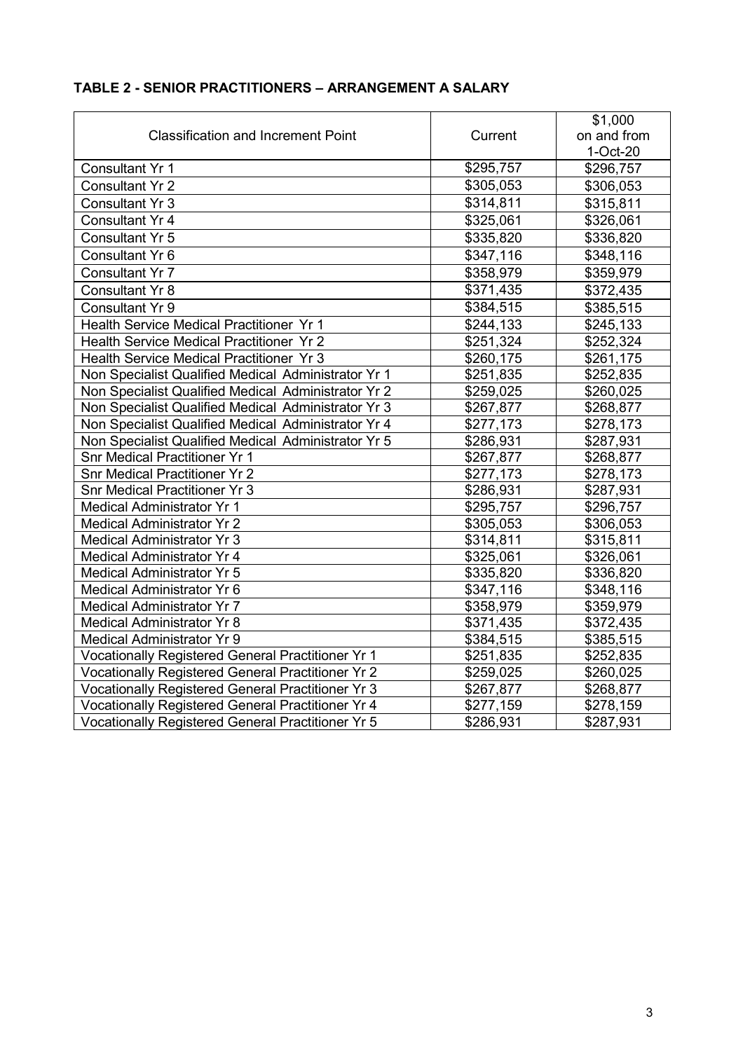**TABLE 2 - SENIOR PRACTITIONERS – ARRANGEMENT A SALARY**

| Classification and Increment Point | Current | $1,000 on and from 1-Oct-20 |
|---|---|---|
| Consultant Yr 1 | $295,757 | $296,757 |
| Consultant Yr 2 | $305,053 | $306,053 |
| Consultant Yr 3 | $314,811 | $315,811 |
| Consultant Yr 4 | $325,061 | $326,061 |
| Consultant Yr 5 | $335,820 | $336,820 |
| Consultant Yr 6 | $347,116 | $348,116 |
| Consultant Yr 7 | $358,979 | $359,979 |
| Consultant Yr 8 | $371,435 | $372,435 |
| Consultant Yr 9 | $384,515 | $385,515 |
| Health Service Medical Practitioner Yr 1 | $244,133 | $245,133 |
| Health Service Medical Practitioner Yr 2 | $251,324 | $252,324 |
| Health Service Medical Practitioner Yr 3 | $260,175 | $261,175 |
| Non Specialist Qualified Medical Administrator Yr 1 | $251,835 | $252,835 |
| Non Specialist Qualified Medical Administrator Yr 2 | $259,025 | $260,025 |
| Non Specialist Qualified Medical Administrator Yr 3 | $267,877 | $268,877 |
| Non Specialist Qualified Medical Administrator Yr 4 | $277,173 | $278,173 |
| Non Specialist Qualified Medical Administrator Yr 5 | $286,931 | $287,931 |
| Snr Medical Practitioner Yr 1 | $267,877 | $268,877 |
| Snr Medical Practitioner Yr 2 | $277,173 | $278,173 |
| Snr Medical Practitioner Yr 3 | $286,931 | $287,931 |
| Medical Administrator Yr 1 | $295,757 | $296,757 |
| Medical Administrator Yr 2 | $305,053 | $306,053 |
| Medical Administrator Yr 3 | $314,811 | $315,811 |
| Medical Administrator Yr 4 | $325,061 | $326,061 |
| Medical Administrator Yr 5 | $335,820 | $336,820 |
| Medical Administrator Yr 6 | $347,116 | $348,116 |
| Medical Administrator Yr 7 | $358,979 | $359,979 |
| Medical Administrator Yr 8 | $371,435 | $372,435 |
| Medical Administrator Yr 9 | $384,515 | $385,515 |
| Vocationally Registered General Practitioner Yr 1 | $251,835 | $252,835 |
| Vocationally Registered General Practitioner Yr 2 | $259,025 | $260,025 |
| Vocationally Registered General Practitioner Yr 3 | $267,877 | $268,877 |
| Vocationally Registered General Practitioner Yr 4 | $277,159 | $278,159 |
| Vocationally Registered General Practitioner Yr 5 | $286,931 | $287,931 |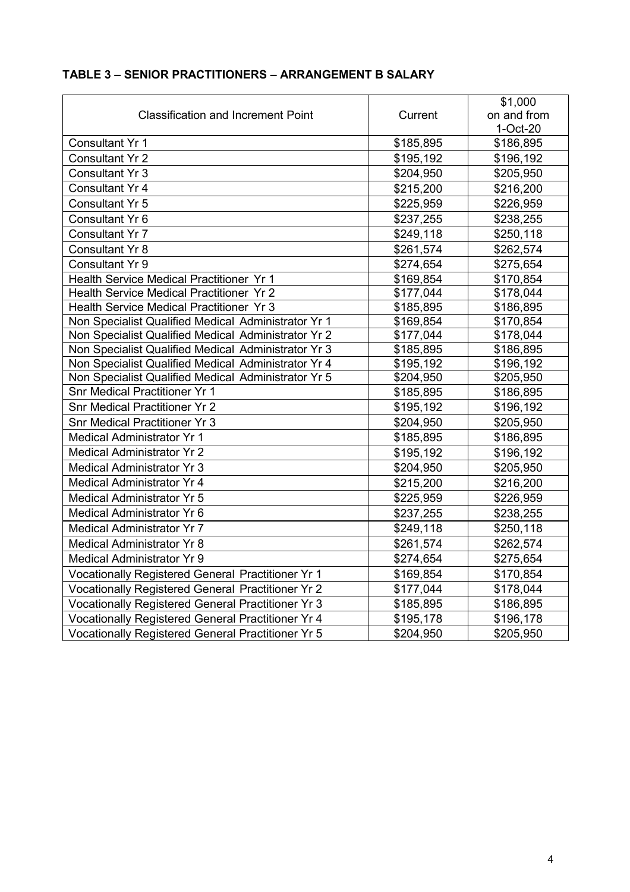**TABLE 3 – SENIOR PRACTITIONERS – ARRANGEMENT B SALARY**

| Classification and Increment Point | Current | $1,000 on and from 1-Oct-20 |
|---|---|---|
| Consultant Yr 1 | $185,895 | $186,895 |
| Consultant Yr 2 | $195,192 | $196,192 |
| Consultant Yr 3 | $204,950 | $205,950 |
| Consultant Yr 4 | $215,200 | $216,200 |
| Consultant Yr 5 | $225,959 | $226,959 |
| Consultant Yr 6 | $237,255 | $238,255 |
| Consultant Yr 7 | $249,118 | $250,118 |
| Consultant Yr 8 | $261,574 | $262,574 |
| Consultant Yr 9 | $274,654 | $275,654 |
| Health Service Medical Practitioner Yr 1 | $169,854 | $170,854 |
| Health Service Medical Practitioner Yr 2 | $177,044 | $178,044 |
| Health Service Medical Practitioner Yr 3 | $185,895 | $186,895 |
| Non Specialist Qualified Medical Administrator Yr 1 | $169,854 | $170,854 |
| Non Specialist Qualified Medical Administrator Yr 2 | $177,044 | $178,044 |
| Non Specialist Qualified Medical Administrator Yr 3 | $185,895 | $186,895 |
| Non Specialist Qualified Medical Administrator Yr 4 | $195,192 | $196,192 |
| Non Specialist Qualified Medical Administrator Yr 5 | $204,950 | $205,950 |
| Snr Medical Practitioner Yr 1 | $185,895 | $186,895 |
| Snr Medical Practitioner Yr 2 | $195,192 | $196,192 |
| Snr Medical Practitioner Yr 3 | $204,950 | $205,950 |
| Medical Administrator Yr 1 | $185,895 | $186,895 |
| Medical Administrator Yr 2 | $195,192 | $196,192 |
| Medical Administrator Yr 3 | $204,950 | $205,950 |
| Medical Administrator Yr 4 | $215,200 | $216,200 |
| Medical Administrator Yr 5 | $225,959 | $226,959 |
| Medical Administrator Yr 6 | $237,255 | $238,255 |
| Medical Administrator Yr 7 | $249,118 | $250,118 |
| Medical Administrator Yr 8 | $261,574 | $262,574 |
| Medical Administrator Yr 9 | $274,654 | $275,654 |
| Vocationally Registered General Practitioner Yr 1 | $169,854 | $170,854 |
| Vocationally Registered General Practitioner Yr 2 | $177,044 | $178,044 |
| Vocationally Registered General Practitioner Yr 3 | $185,895 | $186,895 |
| Vocationally Registered General Practitioner Yr 4 | $195,178 | $196,178 |
| Vocationally Registered General Practitioner Yr 5 | $204,950 | $205,950 |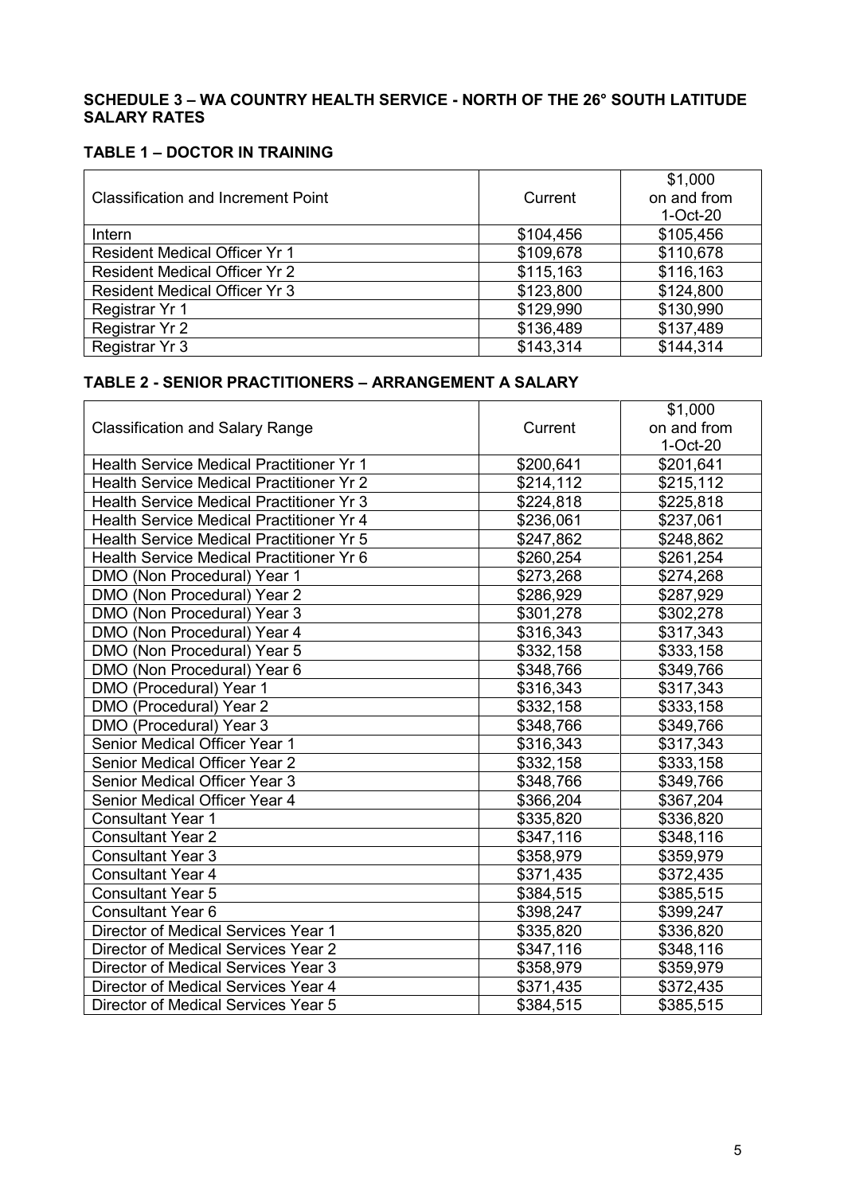## SCHEDULE 3 – WA COUNTRY HEALTH SERVICE - NORTH OF THE 26° SOUTH LATITUDE SALARY RATES

### TABLE 1 – DOCTOR IN TRAINING

| Classification and Increment Point | Current | $1,000 on and from 1-Oct-20 |
|---|---|---|
| Intern | $104,456 | $105,456 |
| Resident Medical Officer Yr 1 | $109,678 | $110,678 |
| Resident Medical Officer Yr 2 | $115,163 | $116,163 |
| Resident Medical Officer Yr 3 | $123,800 | $124,800 |
| Registrar Yr 1 | $129,990 | $130,990 |
| Registrar Yr 2 | $136,489 | $137,489 |
| Registrar Yr 3 | $143,314 | $144,314 |

### TABLE 2 - SENIOR PRACTITIONERS – ARRANGEMENT A SALARY

| Classification and Salary Range | Current | $1,000 on and from 1-Oct-20 |
|---|---|---|
| Health Service Medical Practitioner Yr 1 | $200,641 | $201,641 |
| Health Service Medical Practitioner Yr 2 | $214,112 | $215,112 |
| Health Service Medical Practitioner Yr 3 | $224,818 | $225,818 |
| Health Service Medical Practitioner Yr 4 | $236,061 | $237,061 |
| Health Service Medical Practitioner Yr 5 | $247,862 | $248,862 |
| Health Service Medical Practitioner Yr 6 | $260,254 | $261,254 |
| DMO (Non Procedural) Year 1 | $273,268 | $274,268 |
| DMO (Non Procedural) Year 2 | $286,929 | $287,929 |
| DMO (Non Procedural) Year 3 | $301,278 | $302,278 |
| DMO (Non Procedural) Year 4 | $316,343 | $317,343 |
| DMO (Non Procedural) Year 5 | $332,158 | $333,158 |
| DMO (Non Procedural) Year 6 | $348,766 | $349,766 |
| DMO (Procedural) Year 1 | $316,343 | $317,343 |
| DMO (Procedural) Year 2 | $332,158 | $333,158 |
| DMO (Procedural) Year 3 | $348,766 | $349,766 |
| Senior Medical Officer Year 1 | $316,343 | $317,343 |
| Senior Medical Officer Year 2 | $332,158 | $333,158 |
| Senior Medical Officer Year 3 | $348,766 | $349,766 |
| Senior Medical Officer Year 4 | $366,204 | $367,204 |
| Consultant Year 1 | $335,820 | $336,820 |
| Consultant Year 2 | $347,116 | $348,116 |
| Consultant Year 3 | $358,979 | $359,979 |
| Consultant Year 4 | $371,435 | $372,435 |
| Consultant Year 5 | $384,515 | $385,515 |
| Consultant Year 6 | $398,247 | $399,247 |
| Director of Medical Services Year 1 | $335,820 | $336,820 |
| Director of Medical Services Year 2 | $347,116 | $348,116 |
| Director of Medical Services Year 3 | $358,979 | $359,979 |
| Director of Medical Services Year 4 | $371,435 | $372,435 |
| Director of Medical Services Year 5 | $384,515 | $385,515 |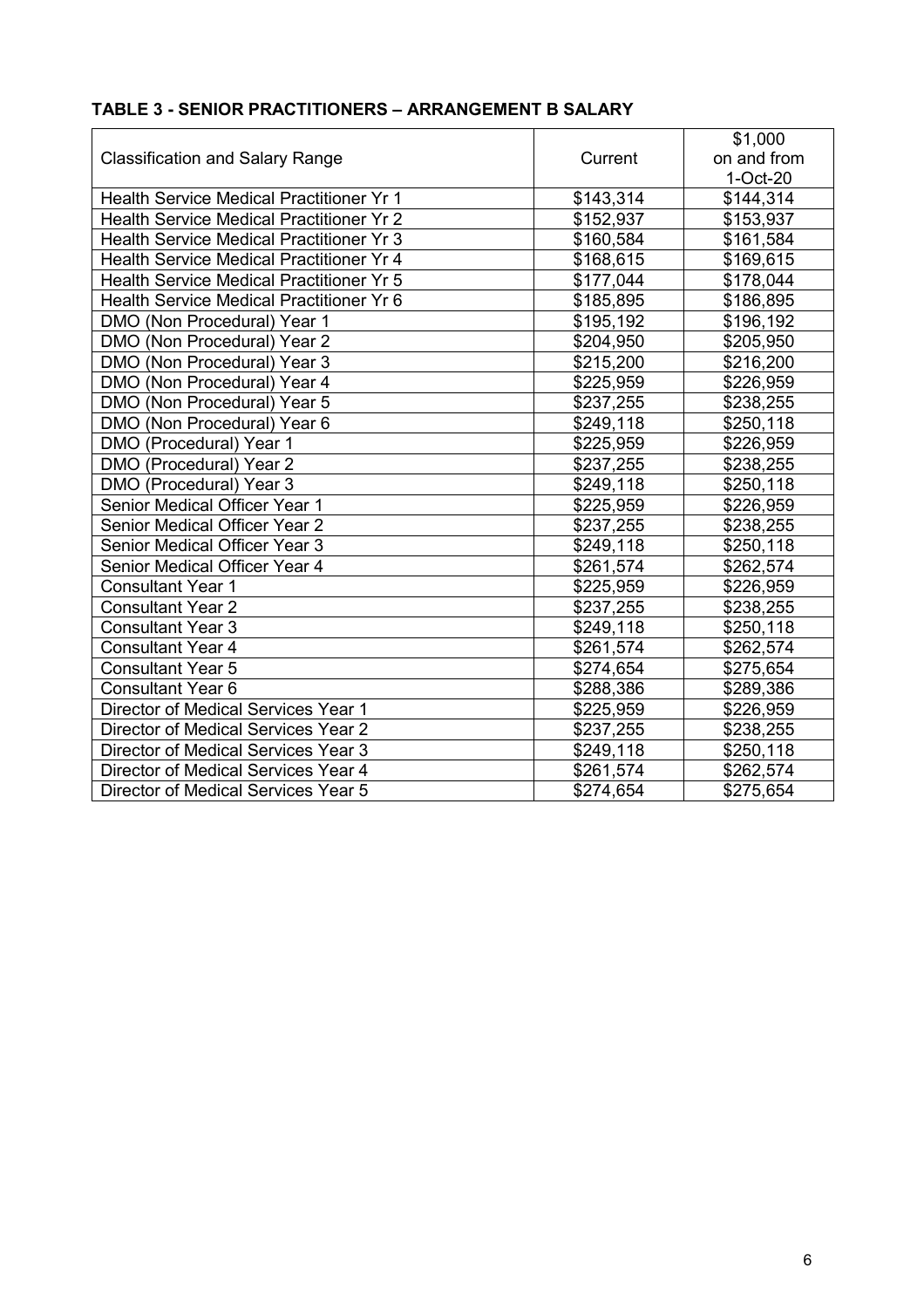**TABLE 3 - SENIOR PRACTITIONERS – ARRANGEMENT B SALARY**

| Classification and Salary Range | Current | $1,000 on and from 1-Oct-20 |
|---|---|---|
| Health Service Medical Practitioner Yr 1 | $143,314 | $144,314 |
| Health Service Medical Practitioner Yr 2 | $152,937 | $153,937 |
| Health Service Medical Practitioner Yr 3 | $160,584 | $161,584 |
| Health Service Medical Practitioner Yr 4 | $168,615 | $169,615 |
| Health Service Medical Practitioner Yr 5 | $177,044 | $178,044 |
| Health Service Medical Practitioner Yr 6 | $185,895 | $186,895 |
| DMO (Non Procedural) Year 1 | $195,192 | $196,192 |
| DMO (Non Procedural) Year 2 | $204,950 | $205,950 |
| DMO (Non Procedural) Year 3 | $215,200 | $216,200 |
| DMO (Non Procedural) Year 4 | $225,959 | $226,959 |
| DMO (Non Procedural) Year 5 | $237,255 | $238,255 |
| DMO (Non Procedural) Year 6 | $249,118 | $250,118 |
| DMO (Procedural) Year 1 | $225,959 | $226,959 |
| DMO (Procedural) Year 2 | $237,255 | $238,255 |
| DMO (Procedural) Year 3 | $249,118 | $250,118 |
| Senior Medical Officer Year 1 | $225,959 | $226,959 |
| Senior Medical Officer Year 2 | $237,255 | $238,255 |
| Senior Medical Officer Year 3 | $249,118 | $250,118 |
| Senior Medical Officer Year 4 | $261,574 | $262,574 |
| Consultant Year 1 | $225,959 | $226,959 |
| Consultant Year 2 | $237,255 | $238,255 |
| Consultant Year 3 | $249,118 | $250,118 |
| Consultant Year 4 | $261,574 | $262,574 |
| Consultant Year 5 | $274,654 | $275,654 |
| Consultant Year 6 | $288,386 | $289,386 |
| Director of Medical Services Year 1 | $225,959 | $226,959 |
| Director of Medical Services Year 2 | $237,255 | $238,255 |
| Director of Medical Services Year 3 | $249,118 | $250,118 |
| Director of Medical Services Year 4 | $261,574 | $262,574 |
| Director of Medical Services Year 5 | $274,654 | $275,654 |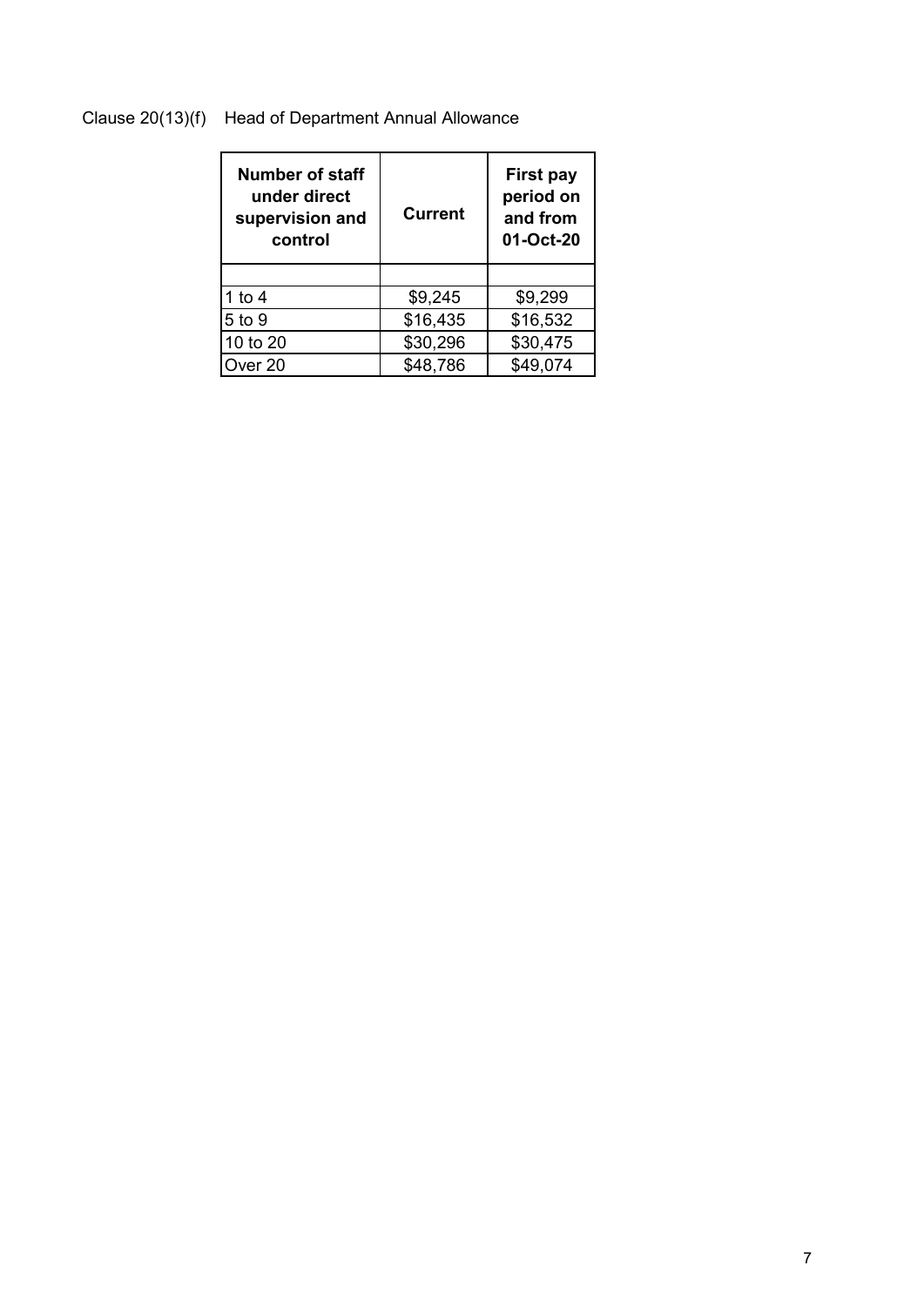Clause 20(13)(f) Head of Department Annual Allowance

| Number of staff under direct supervision and control | Current | First pay period on and from 01-Oct-20 |
|---|---|---|
| | | |
| 1 to 4 | $9,245 | $9,299 |
| 5 to 9 | $16,435 | $16,532 |
| 10 to 20 | $30,296 | $30,475 |
| Over 20 | $48,786 | $49,074 |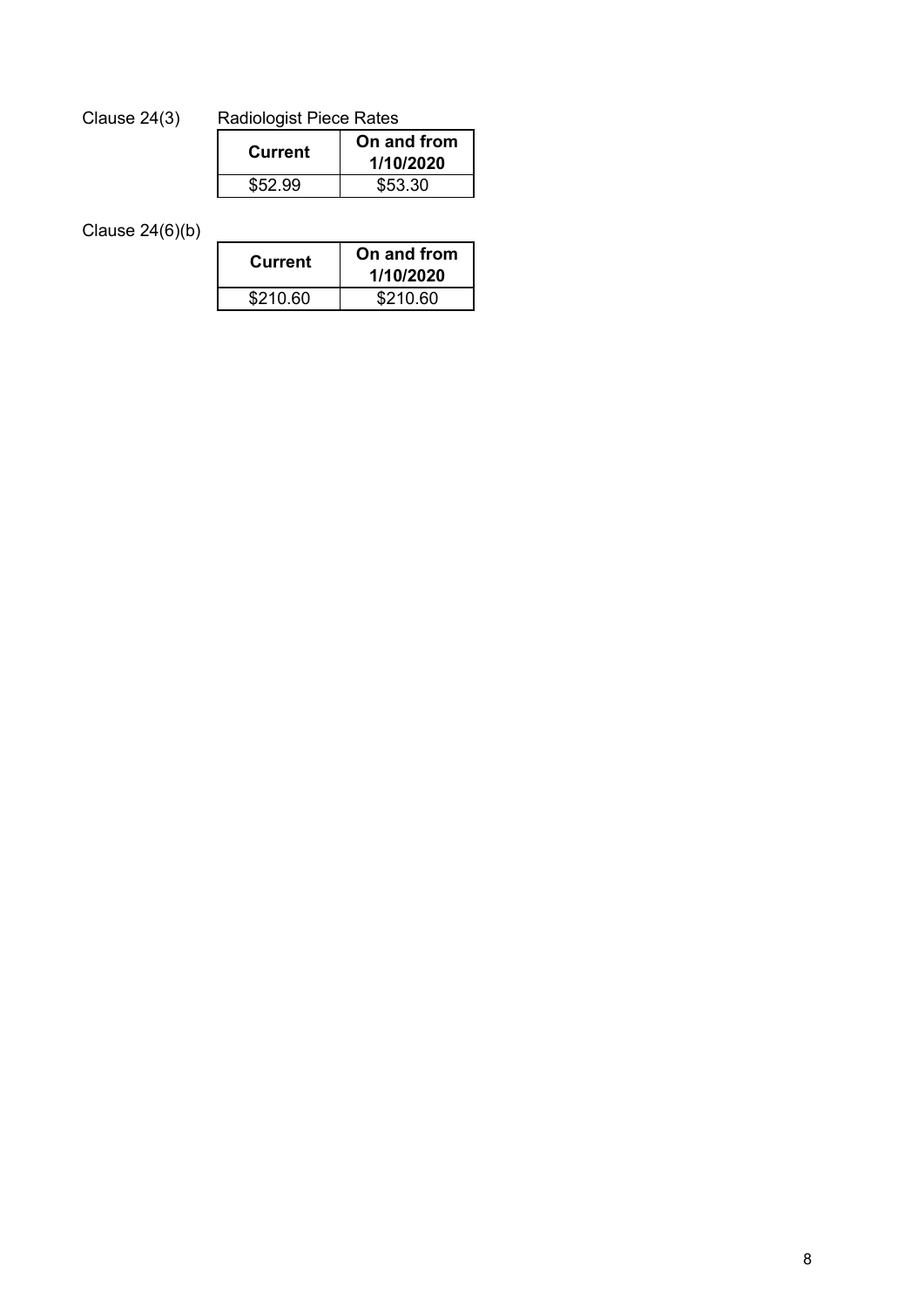Clause 24(3) Radiologist Piece Rates

| Current | On and from 1/10/2020 |
|---|---|
| $52.99 | $53.30 |

Clause 24(6)(b)

| Current | On and from 1/10/2020 |
|---|---|
| $210.60 | $210.60 |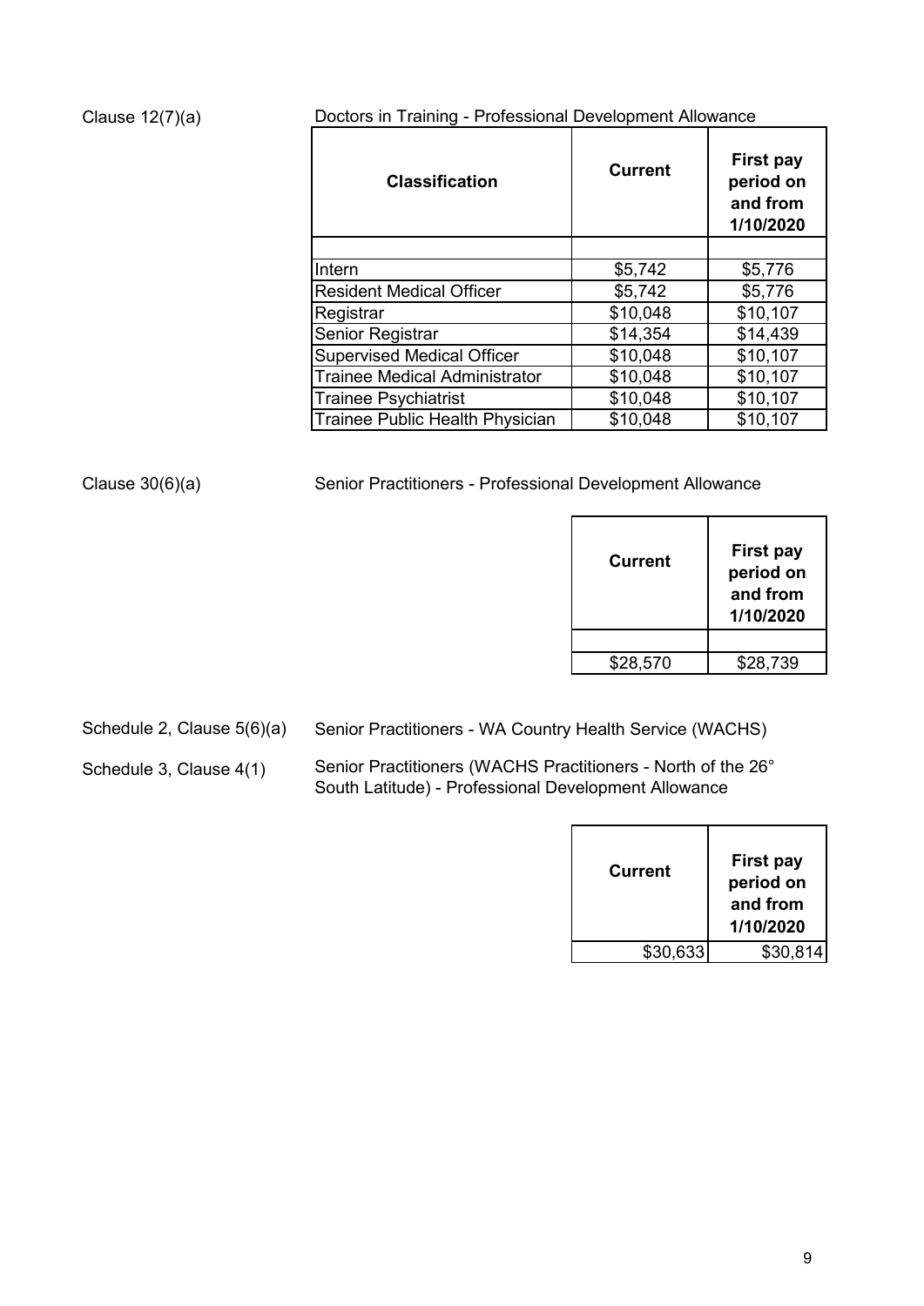Clause 12(7)(a)

Doctors in Training - Professional Development Allowance

| Classification | Current | First pay period on and from 1/10/2020 |
|---|---|---|
| | | |
| Intern | $5,742 | $5,776 |
| Resident Medical Officer | $5,742 | $5,776 |
| Registrar | $10,048 | $10,107 |
| Senior Registrar | $14,354 | $14,439 |
| Supervised Medical Officer | $10,048 | $10,107 |
| Trainee Medical Administrator | $10,048 | $10,107 |
| Trainee Psychiatrist | $10,048 | $10,107 |
| Trainee Public Health Physician | $10,048 | $10,107 |

Clause 30(6)(a)

Senior Practitioners - Professional Development Allowance

| Current | First pay period on and from 1/10/2020 |
|---|---|
| | |
| $28,570 | $28,739 |

Schedule 2, Clause 5(6)(a)

Senior Practitioners - WA Country Health Service (WACHS)

Schedule 3, Clause 4(1)

Senior Practitioners (WACHS Practitioners - North of the 26° South Latitude) - Professional Development Allowance

| Current | First pay period on and from 1/10/2020 |
|---|---|
| $30,633 | $30,814 |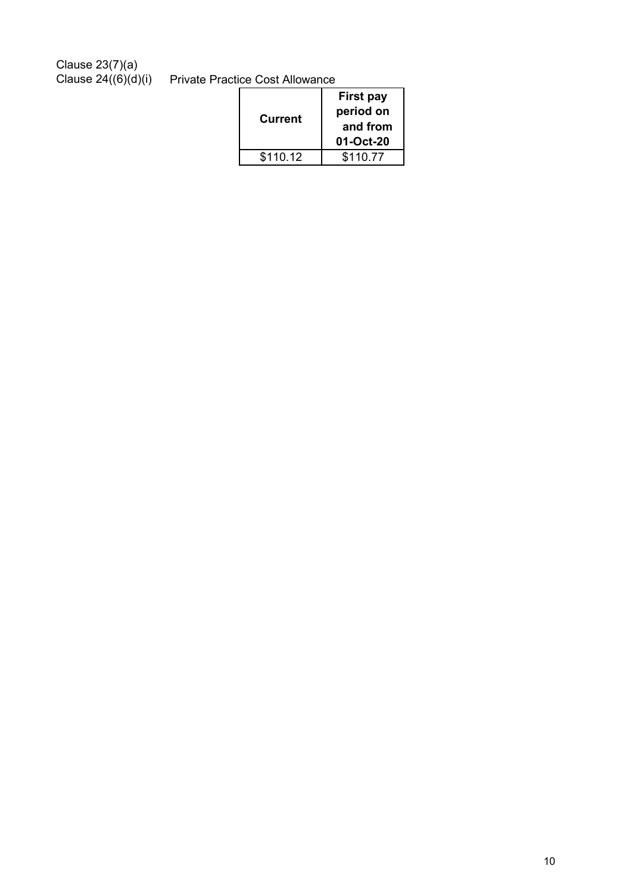Clause 23(7)(a)
Clause 24((6)(d)(i) Private Practice Cost Allowance

| Current | First pay period on and from 01-Oct-20 |
|---|---|
| $110.12 | $110.77 |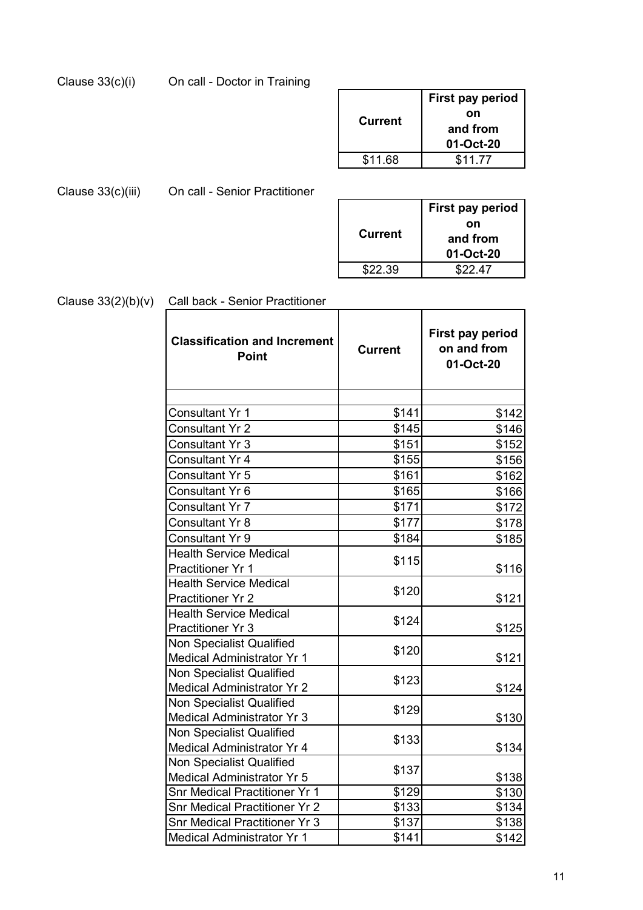Clause 33(c)(i) On call - Doctor in Training

| Current | First pay period on and from 01-Oct-20 |
|---|---|
| $11.68 | $11.77 |

Clause 33(c)(iii) On call - Senior Practitioner

| Current | First pay period on and from 01-Oct-20 |
|---|---|
| $22.39 | $22.47 |

Clause 33(2)(b)(v) Call back - Senior Practitioner

| Classification and Increment Point | Current | First pay period on and from 01-Oct-20 |
|---|---|---|
| | | |
| Consultant Yr 1 | $141 | $142 |
| Consultant Yr 2 | $145 | $146 |
| Consultant Yr 3 | $151 | $152 |
| Consultant Yr 4 | $155 | $156 |
| Consultant Yr 5 | $161 | $162 |
| Consultant Yr 6 | $165 | $166 |
| Consultant Yr 7 | $171 | $172 |
| Consultant Yr 8 | $177 | $178 |
| Consultant Yr 9 | $184 | $185 |
| Health Service Medical Practitioner Yr 1 | $115 | $116 |
| Health Service Medical Practitioner Yr 2 | $120 | $121 |
| Health Service Medical Practitioner Yr 3 | $124 | $125 |
| Non Specialist Qualified Medical Administrator Yr 1 | $120 | $121 |
| Non Specialist Qualified Medical Administrator Yr 2 | $123 | $124 |
| Non Specialist Qualified Medical Administrator Yr 3 | $129 | $130 |
| Non Specialist Qualified Medical Administrator Yr 4 | $133 | $134 |
| Non Specialist Qualified Medical Administrator Yr 5 | $137 | $138 |
| Snr Medical Practitioner Yr 1 | $129 | $130 |
| Snr Medical Practitioner Yr 2 | $133 | $134 |
| Snr Medical Practitioner Yr 3 | $137 | $138 |
| Medical Administrator Yr 1 | $141 | $142 |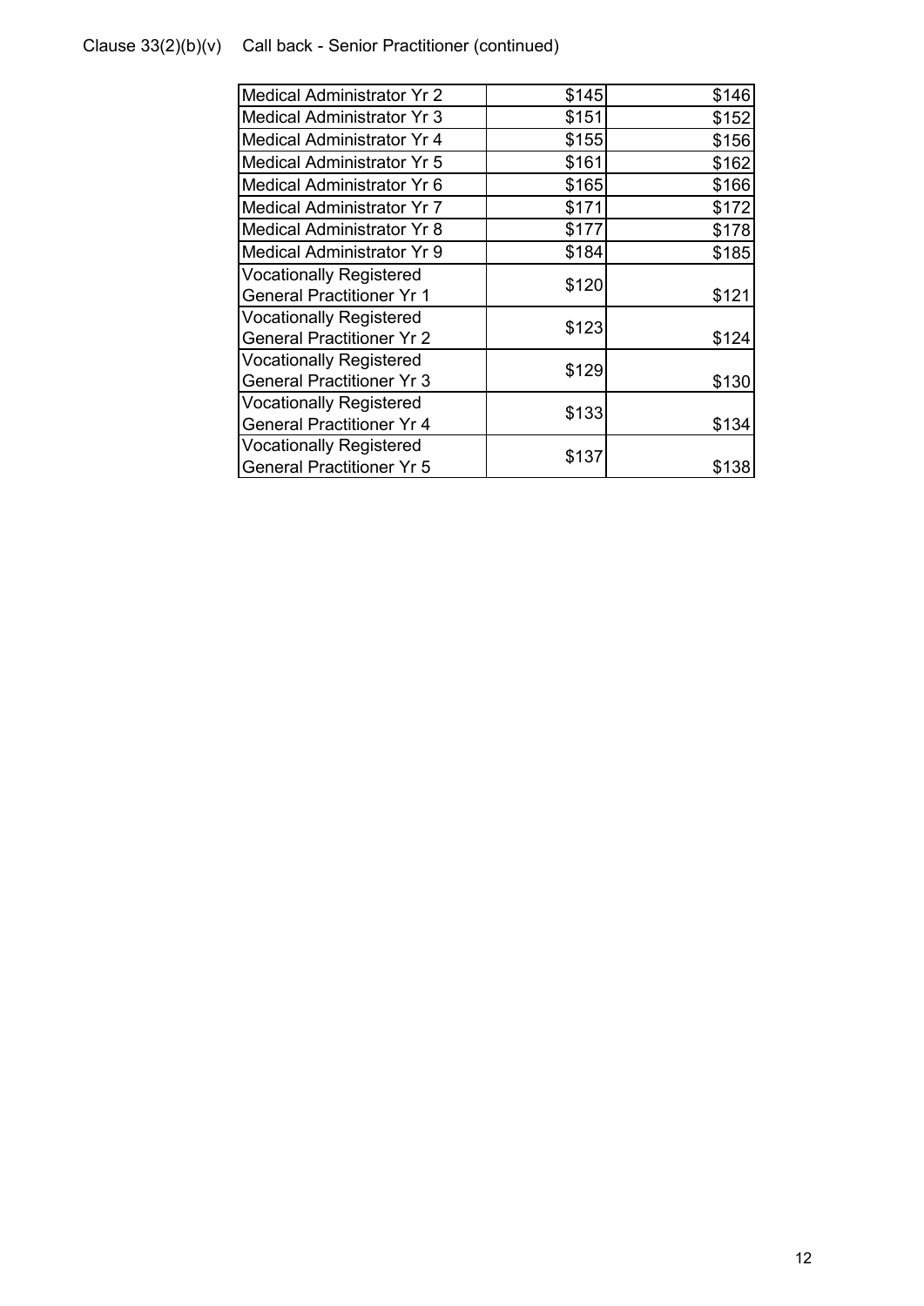Clause 33(2)(b)(v) Call back - Senior Practitioner (continued)

| | | |
|---|---|---|
| Medical Administrator Yr 2 | $145 | $146 |
| Medical Administrator Yr 3 | $151 | $152 |
| Medical Administrator Yr 4 | $155 | $156 |
| Medical Administrator Yr 5 | $161 | $162 |
| Medical Administrator Yr 6 | $165 | $166 |
| Medical Administrator Yr 7 | $171 | $172 |
| Medical Administrator Yr 8 | $177 | $178 |
| Medical Administrator Yr 9 | $184 | $185 |
| Vocationally Registered General Practitioner Yr 1 | $120 | $121 |
| Vocationally Registered General Practitioner Yr 2 | $123 | $124 |
| Vocationally Registered General Practitioner Yr 3 | $129 | $130 |
| Vocationally Registered General Practitioner Yr 4 | $133 | $134 |
| Vocationally Registered General Practitioner Yr 5 | $137 | $138 |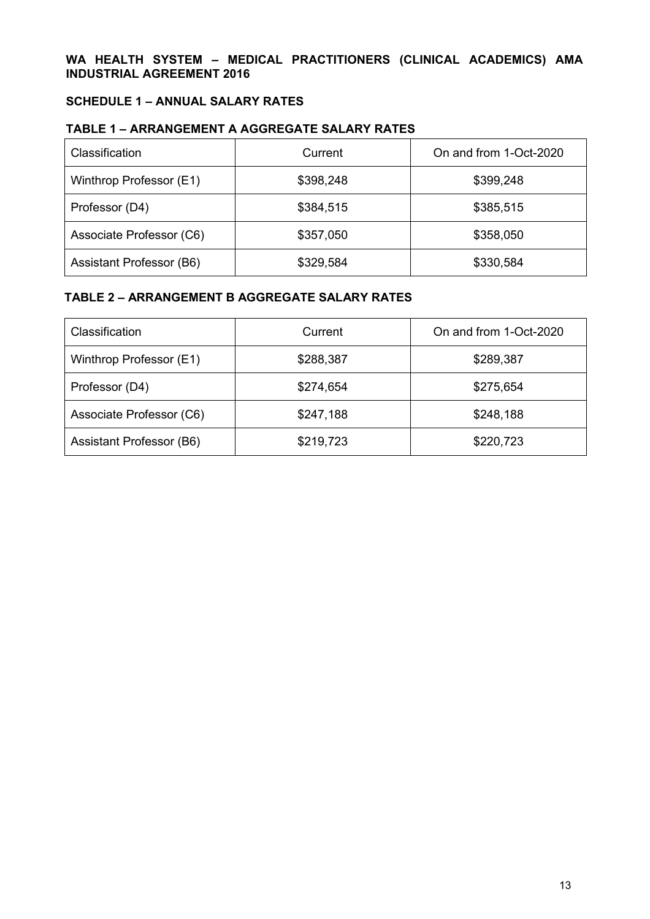**WA HEALTH SYSTEM – MEDICAL PRACTITIONERS (CLINICAL ACADEMICS) AMA INDUSTRIAL AGREEMENT 2016**

## SCHEDULE 1 – ANNUAL SALARY RATES

### TABLE 1 – ARRANGEMENT A AGGREGATE SALARY RATES

| Classification | Current | On and from 1-Oct-2020 |
|---|---|---|
| Winthrop Professor (E1) | $398,248 | $399,248 |
| Professor (D4) | $384,515 | $385,515 |
| Associate Professor (C6) | $357,050 | $358,050 |
| Assistant Professor (B6) | $329,584 | $330,584 |

### TABLE 2 – ARRANGEMENT B AGGREGATE SALARY RATES

| Classification | Current | On and from 1-Oct-2020 |
|---|---|---|
| Winthrop Professor (E1) | $288,387 | $289,387 |
| Professor (D4) | $274,654 | $275,654 |
| Associate Professor (C6) | $247,188 | $248,188 |
| Assistant Professor (B6) | $219,723 | $220,723 |